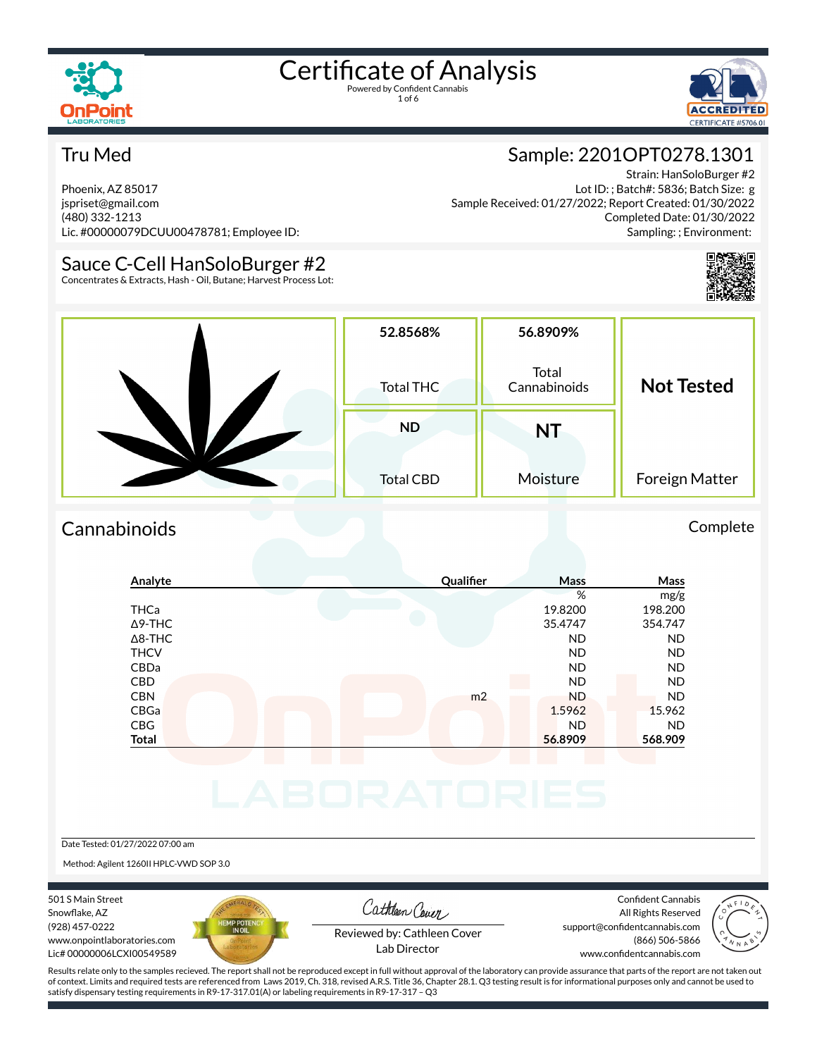# Certificate of Analysis

Powered by Confident Cannabis

## Tru Med

Phoenix, AZ 85017
jspriset@gmail.com
(480) 332-1213
Lic. #00000079DCUU00478781; Employee ID:

## Sample: 2201OPT0278.1301

Strain: HanSoloBurger #2
Lot ID: ; Batch#: 5836; Batch Size: g
Sample Received: 01/27/2022; Report Created: 01/30/2022
Completed Date: 01/30/2022
Sampling: ; Environment:

## Sauce C-Cell HanSoloBurger #2

Concentrates & Extracts, Hash - Oil, Butane; Harvest Process Lot:

| Total THC | Total Cannabinoids | Foreign Matter |
|---|---|---|
| 52.8568% | 56.8909% | Not Tested |

| Total CBD | Moisture |
|---|---|
| ND | NT |

## Cannabinoids

Complete

| Analyte | Qualifier | Mass % | Mass mg/g |
|---|---|---|---|
| THCa | | 19.8200 | 198.200 |
| Δ9-THC | | 35.4747 | 354.747 |
| Δ8-THC | | ND | ND |
| THCV | | ND | ND |
| CBDa | | ND | ND |
| CBD | | ND | ND |
| CBN | m2 | ND | ND |
| CBGa | | 1.5962 | 15.962 |
| CBG | | ND | ND |
| **Total** | | **56.8909** | **568.909** |

Date Tested: 01/27/2022 07:00 am

Method: Agilent 1260II HPLC-VWD SOP 3.0

501 S Main Street
Snowflake, AZ
(928) 457-0222
www.onpointlaboratories.com
Lic# 00000006LCXI00549589

Reviewed by: Cathleen Cover
Lab Director

Confident Cannabis
All Rights Reserved
support@confidentcannabis.com
(866) 506-5866
www.confidentcannabis.com

Results relate only to the samples recieved. The report shall not be reproduced except in full without approval of the laboratory can provide assurance that parts of the report are not taken out of context. Limits and required tests are referenced from Laws 2019, Ch. 318, revised A.R.S. Title 36, Chapter 28.1. Q3 testing result is for informational purposes only and cannot be used to satisfy dispensary testing requirements in R9-17-317.01(A) or labeling requirements in R9-17-317 – Q3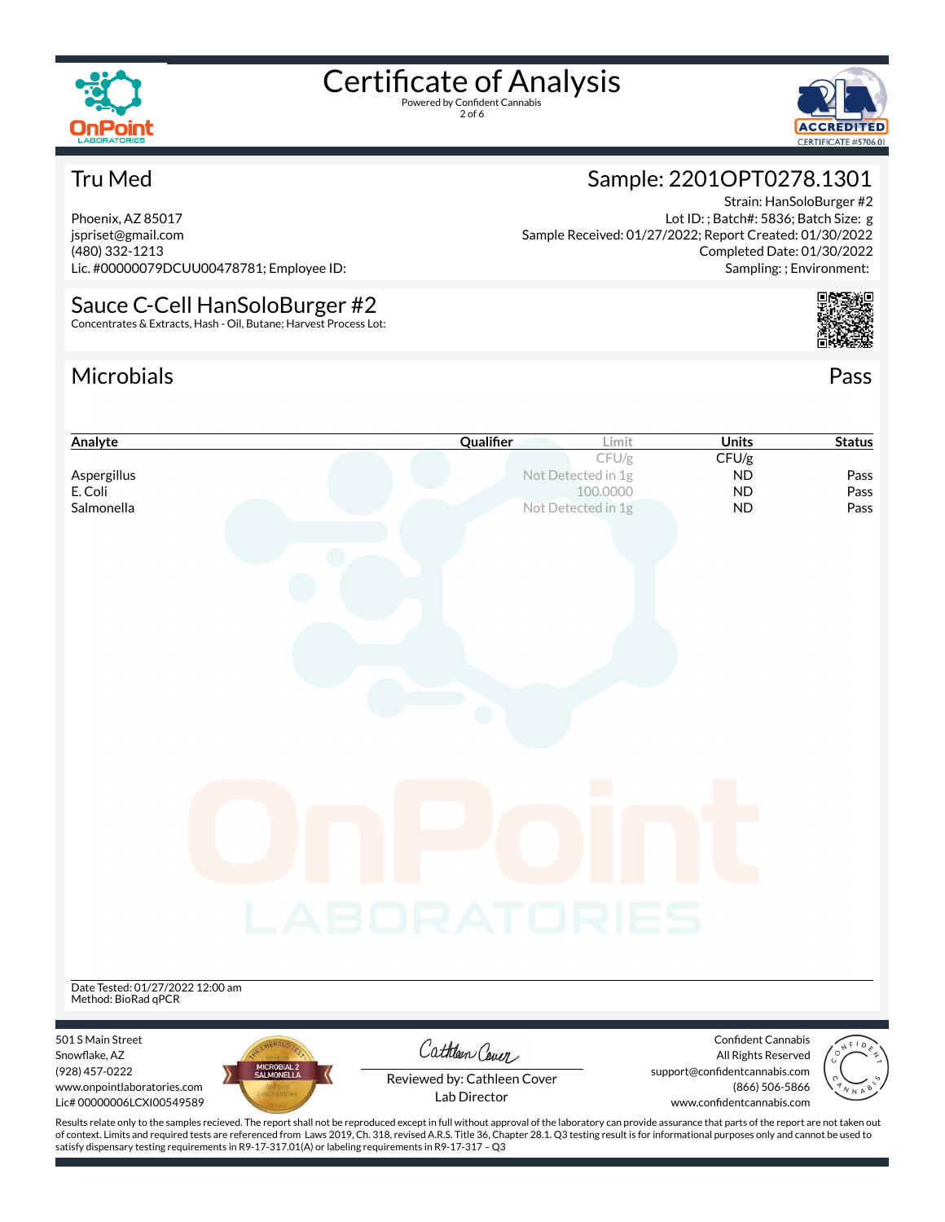# Certificate of Analysis

Powered by Confident Cannabis

## Tru Med

Phoenix, AZ 85017
jspriset@gmail.com
(480) 332-1213
Lic. #00000079DCUU00478781; Employee ID:

## Sample: 2201OPT0278.1301

Strain: HanSoloBurger #2
Lot ID: ; Batch#: 5836; Batch Size: g
Sample Received: 01/27/2022; Report Created: 01/30/2022
Completed Date: 01/30/2022
Sampling: ; Environment:

## Sauce C-Cell HanSoloBurger #2

Concentrates & Extracts, Hash - Oil, Butane; Harvest Process Lot:

## Microbials

Pass

| Analyte | Qualifier | Limit | Units | Status |
|---|---|---|---|---|
| | | CFU/g | CFU/g | |
| Aspergillus | | Not Detected in 1g | ND | Pass |
| E. Coli | | 100.0000 | ND | Pass |
| Salmonella | | Not Detected in 1g | ND | Pass |

Date Tested: 01/27/2022 12:00 am
Method: BioRad qPCR

501 S Main Street
Snowflake, AZ
(928) 457-0222
www.onpointlaboratories.com
Lic# 00000006LCXI00549589

Reviewed by: Cathleen Cover
Lab Director

Confident Cannabis
All Rights Reserved
support@confidentcannabis.com
(866) 506-5866
www.confidentcannabis.com

Results relate only to the samples recieved. The report shall not be reproduced except in full without approval of the laboratory can provide assurance that parts of the report are not taken out of context. Limits and required tests are referenced from Laws 2019, Ch. 318, revised A.R.S. Title 36, Chapter 28.1. Q3 testing result is for informational purposes only and cannot be used to satisfy dispensary testing requirements in R9-17-317.01(A) or labeling requirements in R9-17-317 – Q3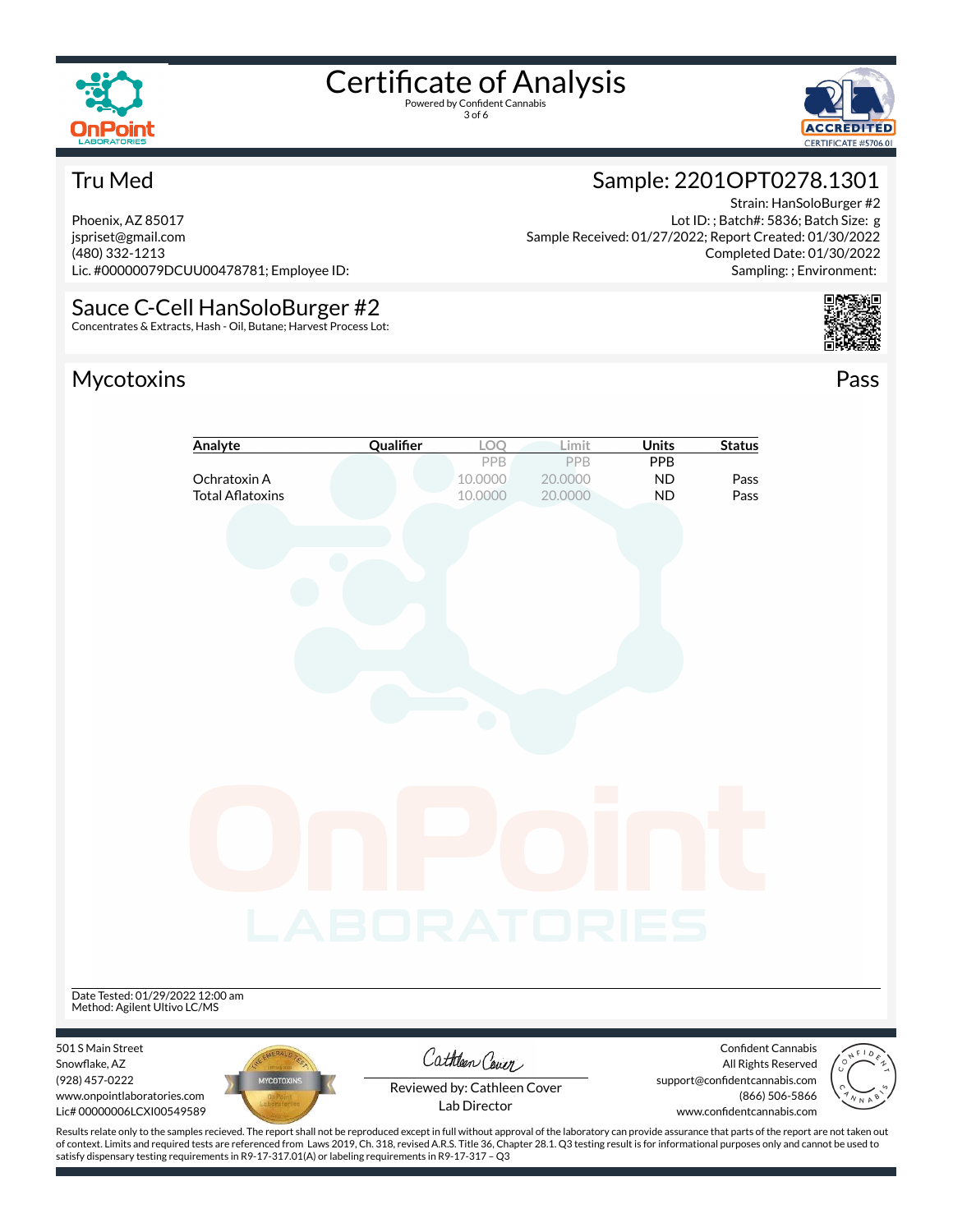# Certificate of Analysis

Powered by Confident Cannabis

## Tru Med

Phoenix, AZ 85017
jspriset@gmail.com
(480) 332-1213
Lic. #00000079DCUU00478781; Employee ID:

## Sample: 2201OPT0278.1301

Strain: HanSoloBurger #2
Lot ID: ; Batch#: 5836; Batch Size: g
Sample Received: 01/27/2022; Report Created: 01/30/2022
Completed Date: 01/30/2022
Sampling: ; Environment:

## Sauce C-Cell HanSoloBurger #2

Concentrates & Extracts, Hash - Oil, Butane; Harvest Process Lot:

## Mycotoxins

Pass

| Analyte | Qualifier | LOQ | Limit | Units | Status |
|---|---|---|---|---|---|
| | | PPB | PPB | PPB | |
| Ochratoxin A | | 10.0000 | 20.0000 | ND | Pass |
| Total Aflatoxins | | 10.0000 | 20.0000 | ND | Pass |

Date Tested: 01/29/2022 12:00 am
Method: Agilent Ultivo LC/MS

501 S Main Street
Snowflake, AZ
(928) 457-0222
www.onpointlaboratories.com
Lic# 00000006LCXI00549589

Reviewed by: Cathleen Cover
Lab Director

Confident Cannabis
All Rights Reserved
support@confidentcannabis.com
(866) 506-5866
www.confidentcannabis.com

Results relate only to the samples recieved. The report shall not be reproduced except in full without approval of the laboratory can provide assurance that parts of the report are not taken out of context. Limits and required tests are referenced from Laws 2019, Ch. 318, revised A.R.S. Title 36, Chapter 28.1. Q3 testing result is for informational purposes only and cannot be used to satisfy dispensary testing requirements in R9-17-317.01(A) or labeling requirements in R9-17-317 – Q3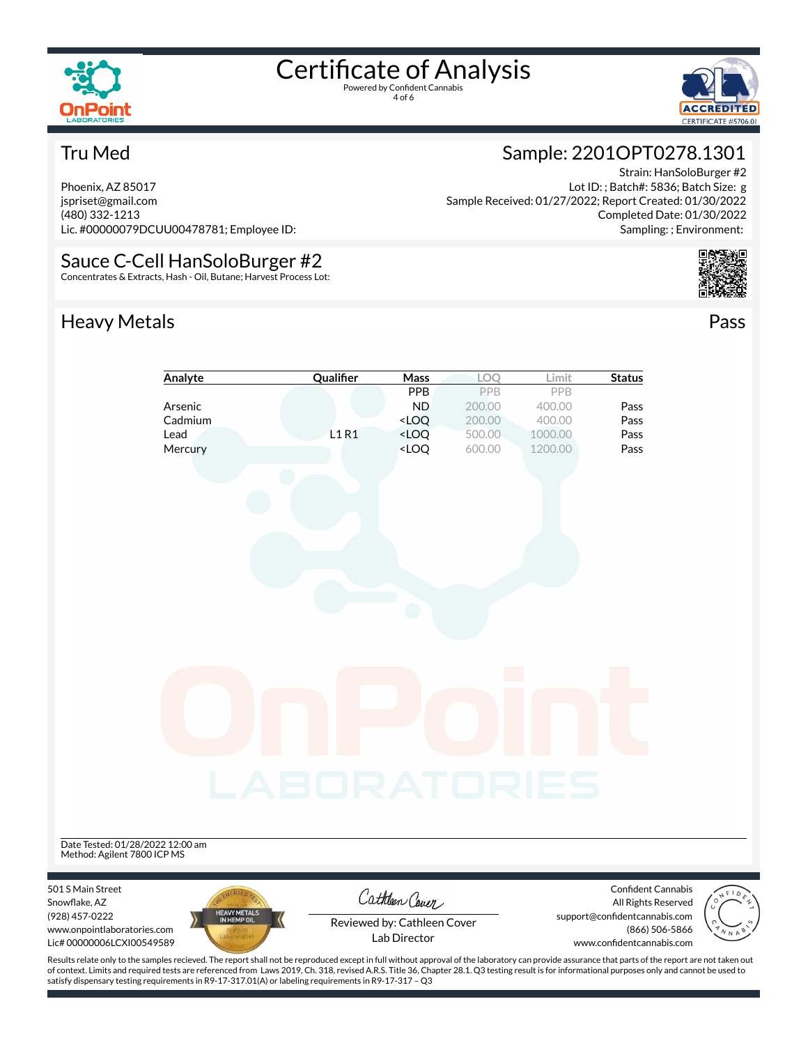# Certificate of Analysis

Powered by Confident Cannabis

## Tru Med

Phoenix, AZ 85017
jspriset@gmail.com
(480) 332-1213
Lic. #00000079DCUU00478781; Employee ID:

## Sample: 2201OPT0278.1301

Strain: HanSoloBurger #2
Lot ID: ; Batch#: 5836; Batch Size: g
Sample Received: 01/27/2022; Report Created: 01/30/2022
Completed Date: 01/30/2022
Sampling: ; Environment:

## Sauce C-Cell HanSoloBurger #2

Concentrates & Extracts, Hash - Oil, Butane; Harvest Process Lot:

## Heavy Metals

Pass

| Analyte | Qualifier | Mass | LOQ | Limit | Status |
|---|---|---|---|---|---|
| | | PPB | PPB | PPB | |
| Arsenic | | ND | 200.00 | 400.00 | Pass |
| Cadmium | | <LOQ | 200.00 | 400.00 | Pass |
| Lead | L1 R1 | <LOQ | 500.00 | 1000.00 | Pass |
| Mercury | | <LOQ | 600.00 | 1200.00 | Pass |

Date Tested: 01/28/2022 12:00 am
Method: Agilent 7800 ICP MS

501 S Main Street
Snowflake, AZ
(928) 457-0222
www.onpointlaboratories.com
Lic# 00000006LCXI00549589

Reviewed by: Cathleen Cover
Lab Director

Confident Cannabis
All Rights Reserved
support@confidentcannabis.com
(866) 506-5866
www.confidentcannabis.com

Results relate only to the samples recieved. The report shall not be reproduced except in full without approval of the laboratory can provide assurance that parts of the report are not taken out of context. Limits and required tests are referenced from Laws 2019, Ch. 318, revised A.R.S. Title 36, Chapter 28.1. Q3 testing result is for informational purposes only and cannot be used to satisfy dispensary testing requirements in R9-17-317.01(A) or labeling requirements in R9-17-317 – Q3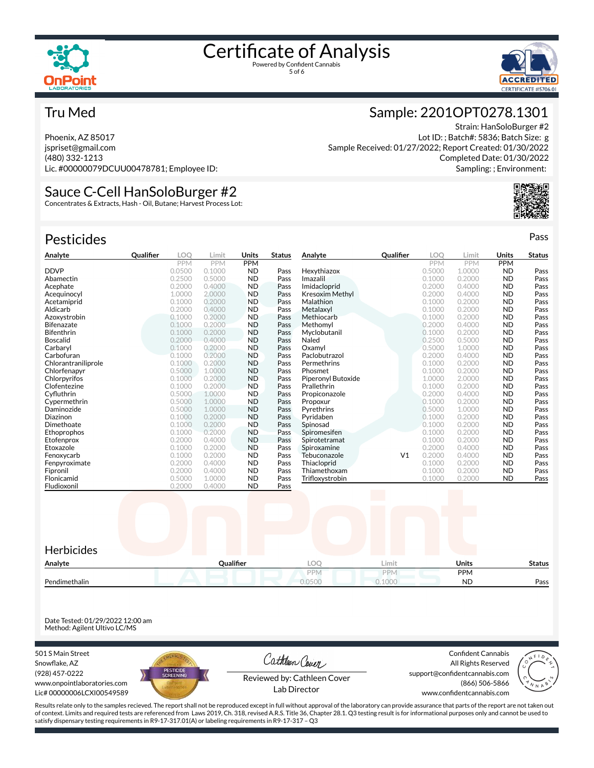# Certificate of Analysis

Powered by Confident Cannabis

## Tru Med

Phoenix, AZ 85017
jspriset@gmail.com
(480) 332-1213
Lic. #00000079DCUU00478781; Employee ID:

## Sample: 2201OPT0278.1301

Strain: HanSoloBurger #2
Lot ID: ; Batch#: 5836; Batch Size: g
Sample Received: 01/27/2022; Report Created: 01/30/2022
Completed Date: 01/30/2022
Sampling: ; Environment:

## Sauce C-Cell HanSoloBurger #2

Concentrates & Extracts, Hash - Oil, Butane; Harvest Process Lot:

## Pesticides

Pass

| Analyte | Qualifier | LOQ | Limit | Units | Status |
|---|---|---|---|---|---|
| | | PPM | PPM | PPM | |
| DDVP | | 0.0500 | 0.1000 | ND | Pass |
| Abamectin | | 0.2500 | 0.5000 | ND | Pass |
| Acephate | | 0.2000 | 0.4000 | ND | Pass |
| Acequinocyl | | 1.0000 | 2.0000 | ND | Pass |
| Acetamiprid | | 0.1000 | 0.2000 | ND | Pass |
| Aldicarb | | 0.2000 | 0.4000 | ND | Pass |
| Azoxystrobin | | 0.1000 | 0.2000 | ND | Pass |
| Bifenazate | | 0.1000 | 0.2000 | ND | Pass |
| Bifenthrin | | 0.1000 | 0.2000 | ND | Pass |
| Boscalid | | 0.2000 | 0.4000 | ND | Pass |
| Carbaryl | | 0.1000 | 0.2000 | ND | Pass |
| Carbofuran | | 0.1000 | 0.2000 | ND | Pass |
| Chlorantraniliprole | | 0.1000 | 0.2000 | ND | Pass |
| Chlorfenapyr | | 0.5000 | 1.0000 | ND | Pass |
| Chlorpyrifos | | 0.1000 | 0.2000 | ND | Pass |
| Clofentezine | | 0.1000 | 0.2000 | ND | Pass |
| Cyfluthrin | | 0.5000 | 1.0000 | ND | Pass |
| Cypermethrin | | 0.5000 | 1.0000 | ND | Pass |
| Daminozide | | 0.5000 | 1.0000 | ND | Pass |
| Diazinon | | 0.1000 | 0.2000 | ND | Pass |
| Dimethoate | | 0.1000 | 0.2000 | ND | Pass |
| Ethoprophos | | 0.1000 | 0.2000 | ND | Pass |
| Etofenprox | | 0.2000 | 0.4000 | ND | Pass |
| Etoxazole | | 0.1000 | 0.2000 | ND | Pass |
| Fenoxycarb | | 0.1000 | 0.2000 | ND | Pass |
| Fenpyroximate | | 0.2000 | 0.4000 | ND | Pass |
| Fipronil | | 0.2000 | 0.4000 | ND | Pass |
| Flonicamid | | 0.5000 | 1.0000 | ND | Pass |
| Fludioxonil | | 0.2000 | 0.4000 | ND | Pass |
| Hexythiazox | | 0.5000 | 1.0000 | ND | Pass |
| Imazalil | | 0.1000 | 0.2000 | ND | Pass |
| Imidacloprid | | 0.2000 | 0.4000 | ND | Pass |
| Kresoxim Methyl | | 0.2000 | 0.4000 | ND | Pass |
| Malathion | | 0.1000 | 0.2000 | ND | Pass |
| Metalaxyl | | 0.1000 | 0.2000 | ND | Pass |
| Methiocarb | | 0.1000 | 0.2000 | ND | Pass |
| Methomyl | | 0.2000 | 0.4000 | ND | Pass |
| Myclobutanil | | 0.1000 | 0.2000 | ND | Pass |
| Naled | | 0.2500 | 0.5000 | ND | Pass |
| Oxamyl | | 0.5000 | 1.0000 | ND | Pass |
| Paclobutrazol | | 0.2000 | 0.4000 | ND | Pass |
| Permethrins | | 0.1000 | 0.2000 | ND | Pass |
| Phosmet | | 0.1000 | 0.2000 | ND | Pass |
| Piperonyl Butoxide | | 1.0000 | 2.0000 | ND | Pass |
| Prallethrin | | 0.1000 | 0.2000 | ND | Pass |
| Propiconazole | | 0.2000 | 0.4000 | ND | Pass |
| Propoxur | | 0.1000 | 0.2000 | ND | Pass |
| Pyrethrins | | 0.5000 | 1.0000 | ND | Pass |
| Pyridaben | | 0.1000 | 0.2000 | ND | Pass |
| Spinosad | | 0.1000 | 0.2000 | ND | Pass |
| Spiromesifen | | 0.1000 | 0.2000 | ND | Pass |
| Spirotetramat | | 0.1000 | 0.2000 | ND | Pass |
| Spiroxamine | | 0.2000 | 0.4000 | ND | Pass |
| Tebuconazole | V1 | 0.2000 | 0.4000 | ND | Pass |
| Thiacloprid | | 0.1000 | 0.2000 | ND | Pass |
| Thiamethoxam | | 0.1000 | 0.2000 | ND | Pass |
| Trifloxystrobin | | 0.1000 | 0.2000 | ND | Pass |

## Herbicides

| Analyte | Qualifier | LOQ | Limit | Units | Status |
|---|---|---|---|---|---|
| | | PPM | PPM | PPM | |
| Pendimethalin | | 0.0500 | 0.1000 | ND | Pass |

Date Tested: 01/29/2022 12:00 am
Method: Agilent Ultivo LC/MS

501 S Main Street
Snowflake, AZ
(928) 457-0222
www.onpointlaboratories.com
Lic# 00000006LCXI00549589

Reviewed by: Cathleen Cover
Lab Director

Confident Cannabis
All Rights Reserved
support@confidentcannabis.com
(866) 506-5866
www.confidentcannabis.com

Results relate only to the samples recieved. The report shall not be reproduced except in full without approval of the laboratory can provide assurance that parts of the report are not taken out of context. Limits and required tests are referenced from Laws 2019, Ch. 318, revised A.R.S. Title 36, Chapter 28.1. Q3 testing result is for informational purposes only and cannot be used to satisfy dispensary testing requirements in R9-17-317.01(A) or labeling requirements in R9-17-317 – Q3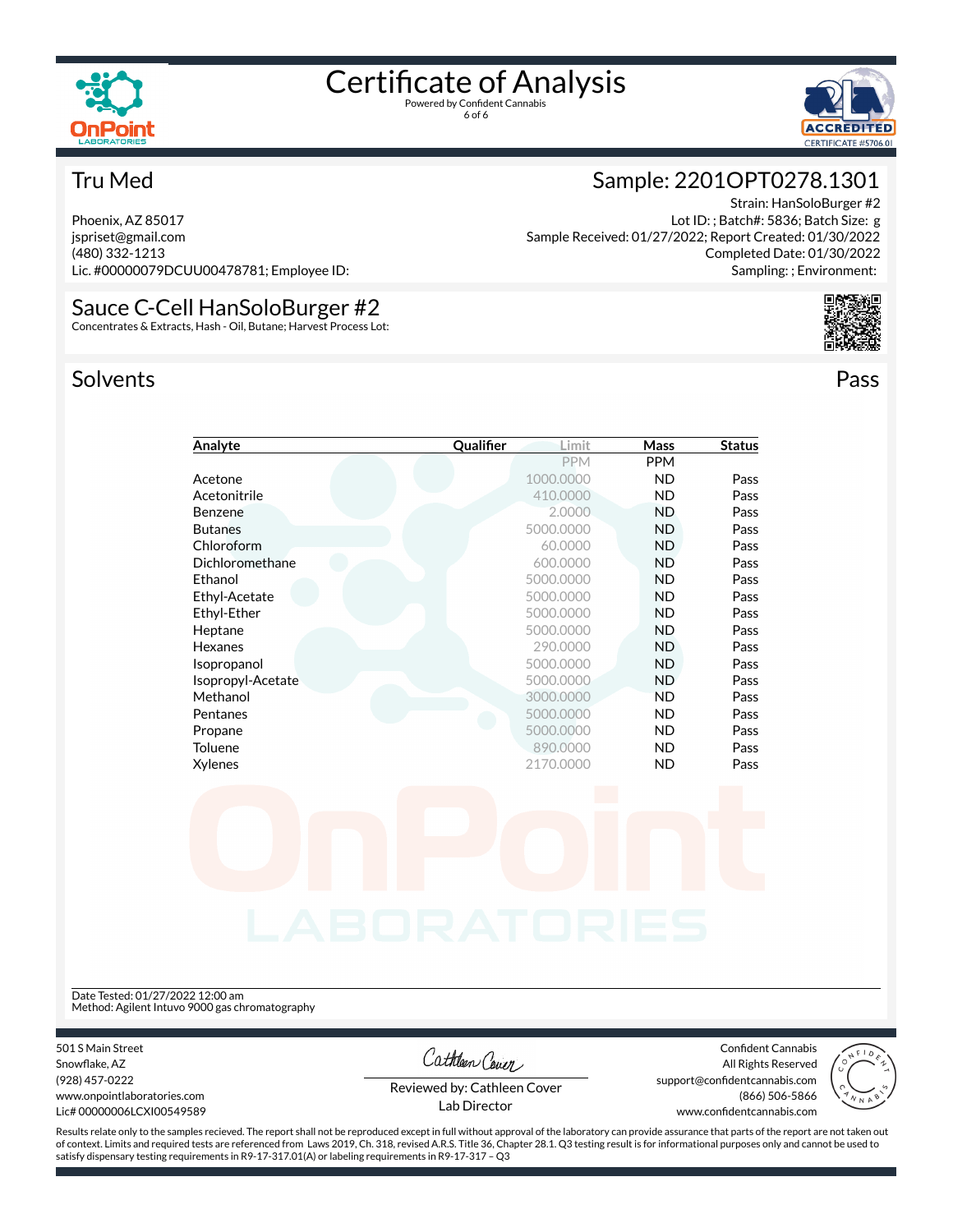# Certificate of Analysis

Powered by Confident Cannabis

## Tru Med

Phoenix, AZ 85017
jspriset@gmail.com
(480) 332-1213
Lic. #00000079DCUU00478781; Employee ID:

## Sample: 2201OPT0278.1301

Strain: HanSoloBurger #2
Lot ID: ; Batch#: 5836; Batch Size: g
Sample Received: 01/27/2022; Report Created: 01/30/2022
Completed Date: 01/30/2022
Sampling: ; Environment:

## Sauce C-Cell HanSoloBurger #2

Concentrates & Extracts, Hash - Oil, Butane; Harvest Process Lot:

## Solvents

Pass

| Analyte | Qualifier | Limit | Mass | Status |
|---|---|---|---|---|
| | | PPM | PPM | |
| Acetone | | 1000.0000 | ND | Pass |
| Acetonitrile | | 410.0000 | ND | Pass |
| Benzene | | 2.0000 | ND | Pass |
| Butanes | | 5000.0000 | ND | Pass |
| Chloroform | | 60.0000 | ND | Pass |
| Dichloromethane | | 600.0000 | ND | Pass |
| Ethanol | | 5000.0000 | ND | Pass |
| Ethyl-Acetate | | 5000.0000 | ND | Pass |
| Ethyl-Ether | | 5000.0000 | ND | Pass |
| Heptane | | 5000.0000 | ND | Pass |
| Hexanes | | 290.0000 | ND | Pass |
| Isopropanol | | 5000.0000 | ND | Pass |
| Isopropyl-Acetate | | 5000.0000 | ND | Pass |
| Methanol | | 3000.0000 | ND | Pass |
| Pentanes | | 5000.0000 | ND | Pass |
| Propane | | 5000.0000 | ND | Pass |
| Toluene | | 890.0000 | ND | Pass |
| Xylenes | | 2170.0000 | ND | Pass |

Date Tested: 01/27/2022 12:00 am
Method: Agilent Intuvo 9000 gas chromatography

501 S Main Street
Snowflake, AZ
(928) 457-0222
www.onpointlaboratories.com
Lic# 00000006LCXI00549589

Reviewed by: Cathleen Cover
Lab Director

Confident Cannabis
All Rights Reserved
support@confidentcannabis.com
(866) 506-5866
www.confidentcannabis.com

Results relate only to the samples recieved. The report shall not be reproduced except in full without approval of the laboratory can provide assurance that parts of the report are not taken out of context. Limits and required tests are referenced from Laws 2019, Ch. 318, revised A.R.S. Title 36, Chapter 28.1. Q3 testing result is for informational purposes only and cannot be used to satisfy dispensary testing requirements in R9-17-317.01(A) or labeling requirements in R9-17-317 – Q3